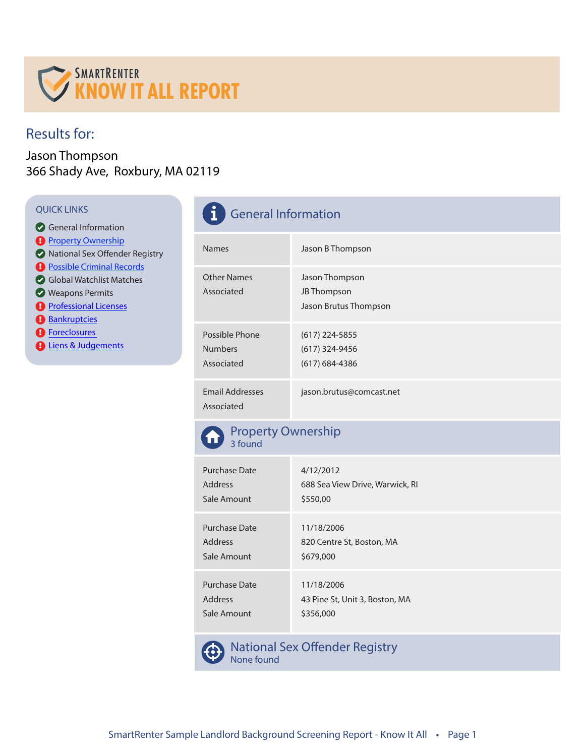# SMARTRENTER KNOW IT ALL REPORT

## Results for:

Jason Thompson
366 Shady Ave, Roxbury, MA 02119

### QUICK LINKS

- General Information
- Property Ownership
- National Sex Offender Registry
- Possible Criminal Records
- Global Watchlist Matches
- Weapons Permits
- Professional Licenses
- Bankruptcies
- Foreclosures
- Liens & Judgements

## General Information

| | |
|---|---|
| Names | Jason B Thompson |
| Other Names Associated | Jason Thompson<br>JB Thompson<br>Jason Brutus Thompson |
| Possible Phone Numbers Associated | (617) 224-5855<br>(617) 324-9456<br>(617) 684-4386 |
| Email Addresses Associated | jason.brutus@comcast.net |

## Property Ownership

3 found

| | |
|---|---|
| Purchase Date<br>Address<br>Sale Amount | 4/12/2012<br>688 Sea View Drive, Warwick, RI<br>$550,00 |
| Purchase Date<br>Address<br>Sale Amount | 11/18/2006<br>820 Centre St, Boston, MA<br>$679,000 |
| Purchase Date<br>Address<br>Sale Amount | 11/18/2006<br>43 Pine St, Unit 3, Boston, MA<br>$356,000 |

## National Sex Offender Registry

None found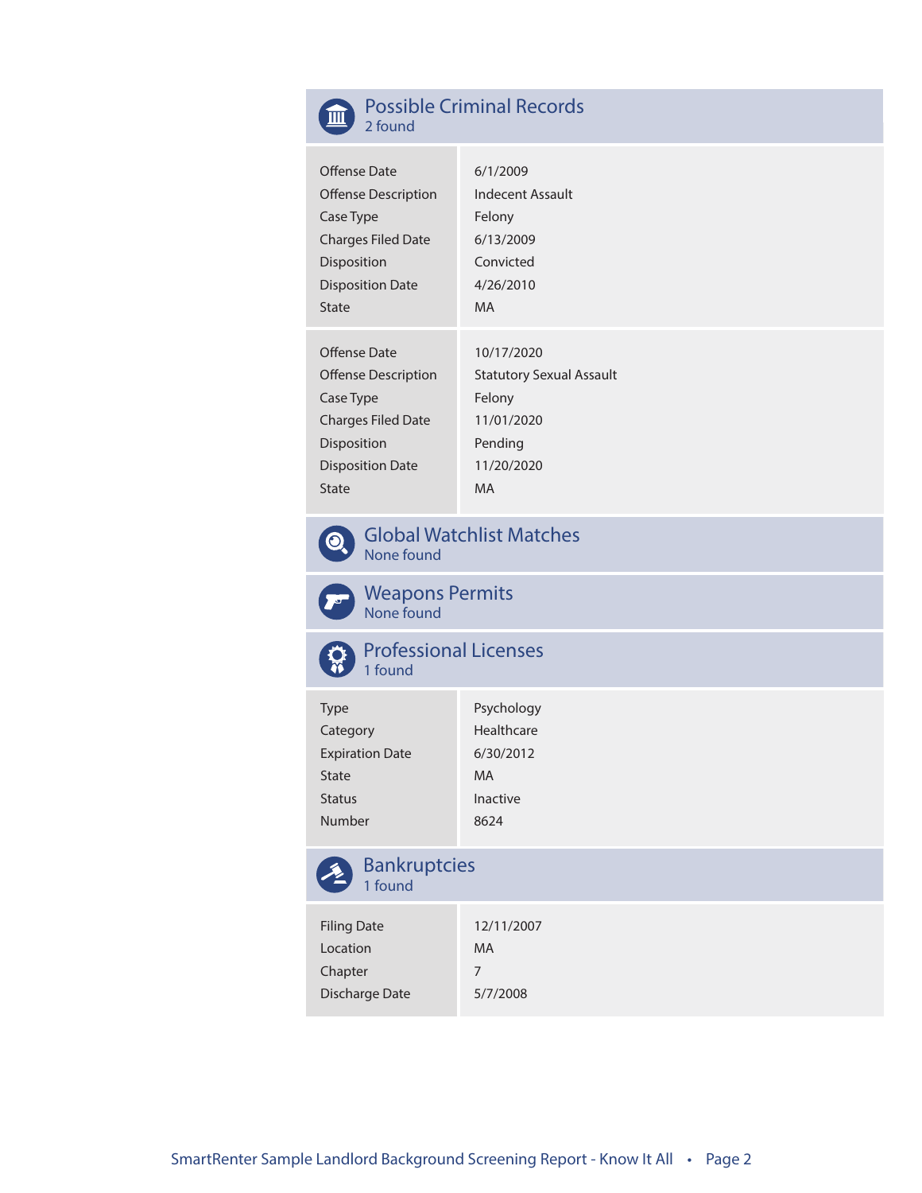## Possible Criminal Records
2 found

| | |
|---|---|
| Offense Date | 6/1/2009 |
| Offense Description | Indecent Assault |
| Case Type | Felony |
| Charges Filed Date | 6/13/2009 |
| Disposition | Convicted |
| Disposition Date | 4/26/2010 |
| State | MA |

| | |
|---|---|
| Offense Date | 10/17/2020 |
| Offense Description | Statutory Sexual Assault |
| Case Type | Felony |
| Charges Filed Date | 11/01/2020 |
| Disposition | Pending |
| Disposition Date | 11/20/2020 |
| State | MA |

## Global Watchlist Matches
None found

## Weapons Permits
None found

## Professional Licenses
1 found

| | |
|---|---|
| Type | Psychology |
| Category | Healthcare |
| Expiration Date | 6/30/2012 |
| State | MA |
| Status | Inactive |
| Number | 8624 |

## Bankruptcies
1 found

| | |
|---|---|
| Filing Date | 12/11/2007 |
| Location | MA |
| Chapter | 7 |
| Discharge Date | 5/7/2008 |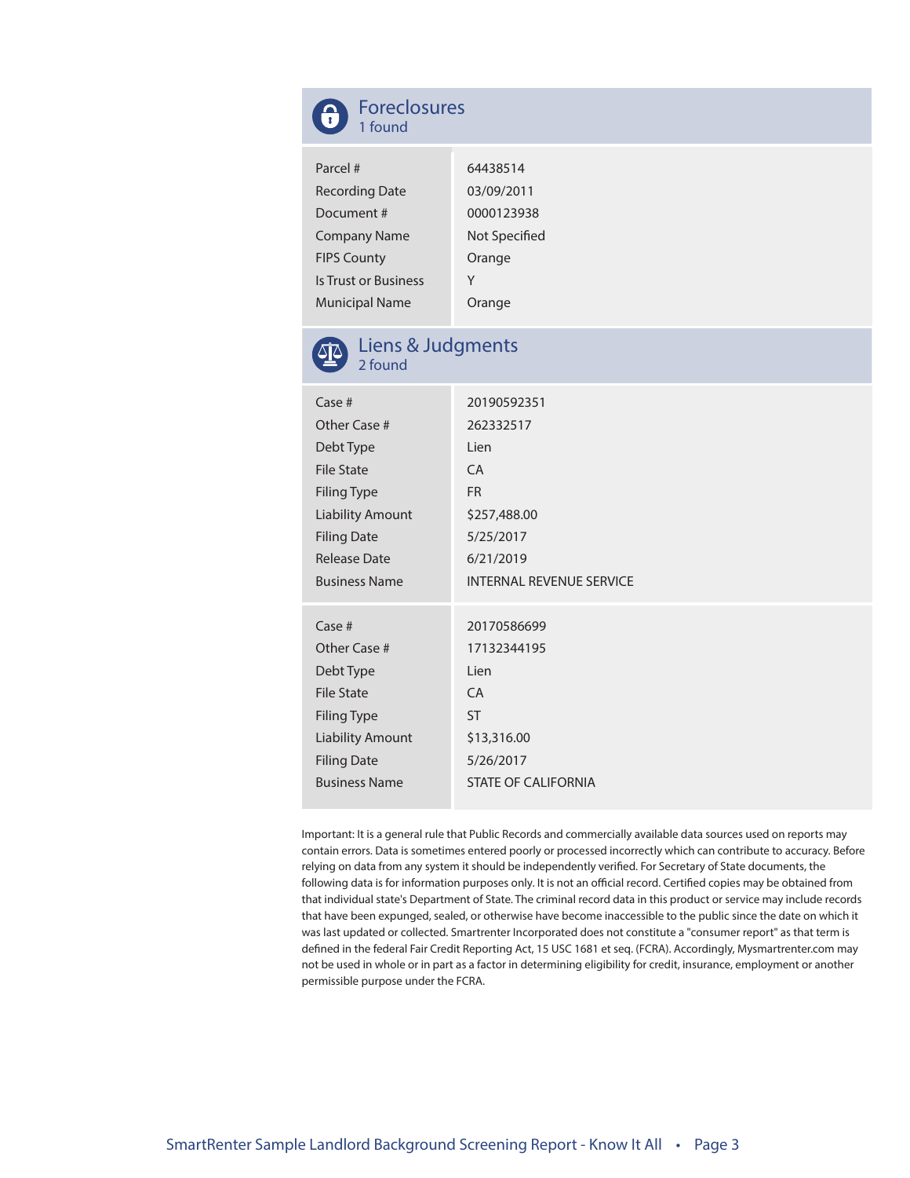## Foreclosures

1 found

| | |
|---|---|
| Parcel # | 64438514 |
| Recording Date | 03/09/2011 |
| Document # | 0000123938 |
| Company Name | Not Specified |
| FIPS County | Orange |
| Is Trust or Business | Y |
| Municipal Name | Orange |

## Liens & Judgments

2 found

| | |
|---|---|
| Case # | 20190592351 |
| Other Case # | 262332517 |
| Debt Type | Lien |
| File State | CA |
| Filing Type | FR |
| Liability Amount | $257,488.00 |
| Filing Date | 5/25/2017 |
| Release Date | 6/21/2019 |
| Business Name | INTERNAL REVENUE SERVICE |

| | |
|---|---|
| Case # | 20170586699 |
| Other Case # | 17132344195 |
| Debt Type | Lien |
| File State | CA |
| Filing Type | ST |
| Liability Amount | $13,316.00 |
| Filing Date | 5/26/2017 |
| Business Name | STATE OF CALIFORNIA |

Important: It is a general rule that Public Records and commercially available data sources used on reports may contain errors. Data is sometimes entered poorly or processed incorrectly which can contribute to accuracy. Before relying on data from any system it should be independently verified. For Secretary of State documents, the following data is for information purposes only. It is not an official record. Certified copies may be obtained from that individual state's Department of State. The criminal record data in this product or service may include records that have been expunged, sealed, or otherwise have become inaccessible to the public since the date on which it was last updated or collected. Smartrenter Incorporated does not constitute a "consumer report" as that term is defined in the federal Fair Credit Reporting Act, 15 USC 1681 et seq. (FCRA). Accordingly, Mysmartrenter.com may not be used in whole or in part as a factor in determining eligibility for credit, insurance, employment or another permissible purpose under the FCRA.